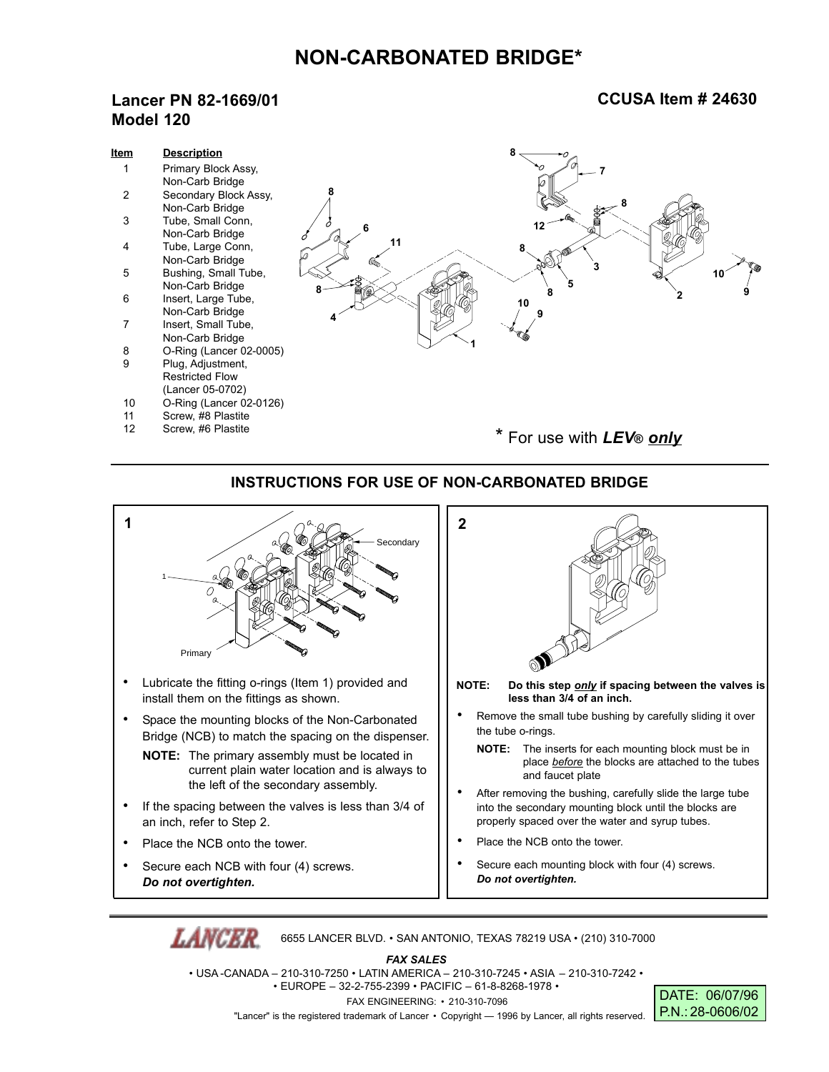# NON-CARBONATED BRIDGE*

## Lancer PN 82-1669/01
## Model 120

## CCUSA Item # 24630

| Item | Description |
|---|---|
| 1 | Primary Block Assy, Non-Carb Bridge |
| 2 | Secondary Block Assy, Non-Carb Bridge |
| 3 | Tube, Small Conn, Non-Carb Bridge |
| 4 | Tube, Large Conn, Non-Carb Bridge |
| 5 | Bushing, Small Tube, Non-Carb Bridge |
| 6 | Insert, Large Tube, Non-Carb Bridge |
| 7 | Insert, Small Tube, Non-Carb Bridge |
| 8 | O-Ring (Lancer 02-0005) |
| 9 | Plug, Adjustment, Restricted Flow (Lancer 05-0702) |
| 10 | O-Ring (Lancer 02-0126) |
| 11 | Screw, #8 Plastite |
| 12 | Screw, #6 Plastite |

\* For use with ***LEV®*** ***only***

## INSTRUCTIONS FOR USE OF NON-CARBONATED BRIDGE

### 1

- Lubricate the fitting o-rings (Item 1) provided and install them on the fittings as shown.
- Space the mounting blocks of the Non-Carbonated Bridge (NCB) to match the spacing on the dispenser.

  **NOTE:** The primary assembly must be located in current plain water location and is always to the left of the secondary assembly.
- If the spacing between the valves is less than 3/4 of an inch, refer to Step 2.
- Place the NCB onto the tower.
- Secure each NCB with four (4) screws. ***Do not overtighten.***

### 2

**NOTE: Do this step *only* if spacing between the valves is less than 3/4 of an inch.**

- Remove the small tube bushing by carefully sliding it over the tube o-rings.

  **NOTE:** The inserts for each mounting block must be in place *before* the blocks are attached to the tubes and faucet plate
- After removing the bushing, carefully slide the large tube into the secondary mounting block until the blocks are properly spaced over the water and syrup tubes.
- Place the NCB onto the tower.
- Secure each mounting block with four (4) screws. ***Do not overtighten.***

---

LANCER 6655 LANCER BLVD. • SAN ANTONIO, TEXAS 78219 USA • (210) 310-7000

***FAX SALES***

• USA -CANADA – 210-310-7250 • LATIN AMERICA – 210-310-7245 • ASIA – 210-310-7242 •
• EUROPE – 32-2-755-2399 • PACIFIC – 61-8-8268-1978 •

FAX ENGINEERING: • 210-310-7096

"Lancer" is the registered trademark of Lancer • Copyright — 1996 by Lancer, all rights reserved.

DATE: 06/07/96
P.N.: 28-0606/02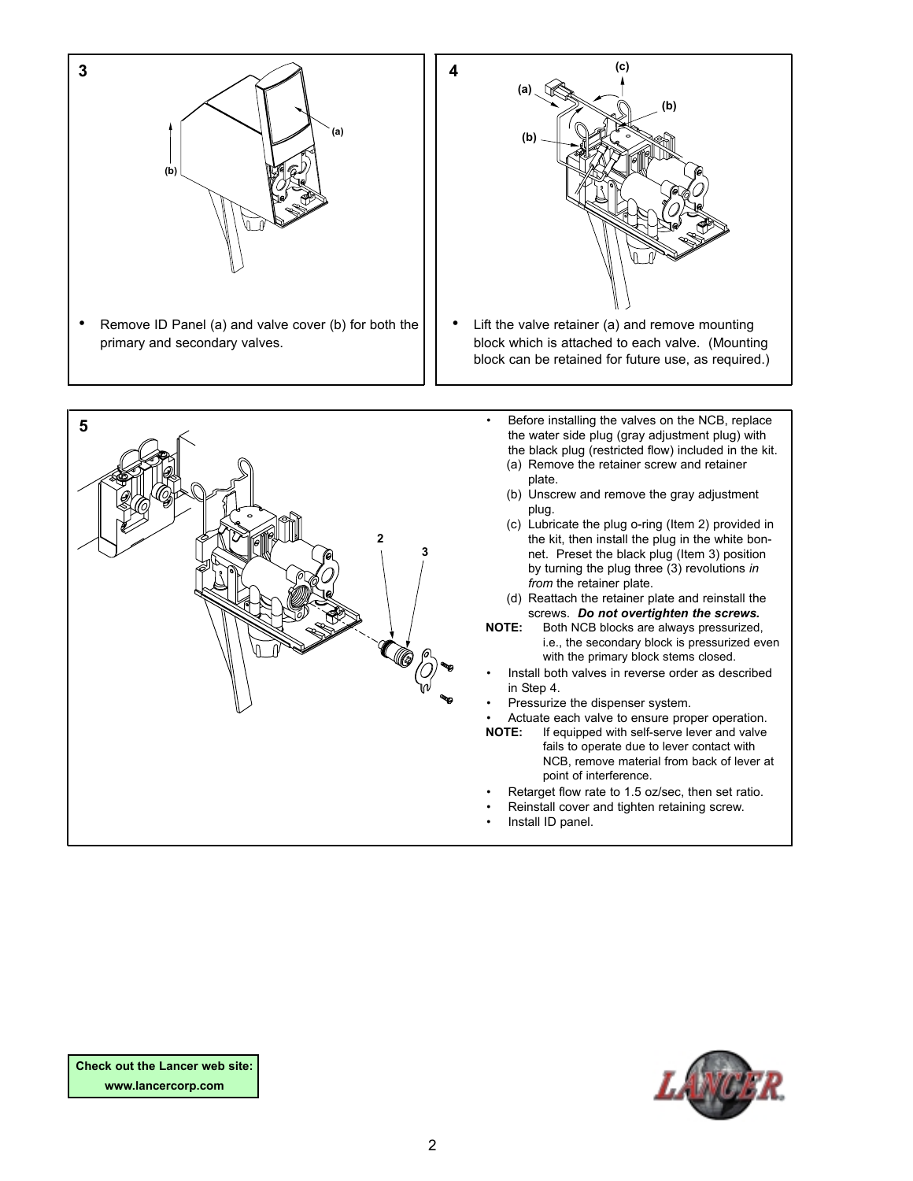**3**

(a)

(b)

- Remove ID Panel (a) and valve cover (b) for both the primary and secondary valves.

**4**

(c)

(a)

(b)

(b)

- Lift the valve retainer (a) and remove mounting block which is attached to each valve. (Mounting block can be retained for future use, as required.)

**5**

2

3

- Before installing the valves on the NCB, replace the water side plug (gray adjustment plug) with the black plug (restricted flow) included in the kit.
  - (a) Remove the retainer screw and retainer plate.
  - (b) Unscrew and remove the gray adjustment plug.
  - (c) Lubricate the plug o-ring (Item 2) provided in the kit, then install the plug in the white bonnet. Preset the black plug (Item 3) position by turning the plug three (3) revolutions *in from* the retainer plate.
  - (d) Reattach the retainer plate and reinstall the screws. ***Do not overtighten the screws.***

**NOTE:** Both NCB blocks are always pressurized, i.e., the secondary block is pressurized even with the primary block stems closed.

- Install both valves in reverse order as described in Step 4.
- Pressurize the dispenser system.
- Actuate each valve to ensure proper operation.

**NOTE:** If equipped with self-serve lever and valve fails to operate due to lever contact with NCB, remove material from back of lever at point of interference.

- Retarget flow rate to 1.5 oz/sec, then set ratio.
- Reinstall cover and tighten retaining screw.
- Install ID panel.

**Check out the Lancer web site:**
**www.lancercorp.com**

LANCER